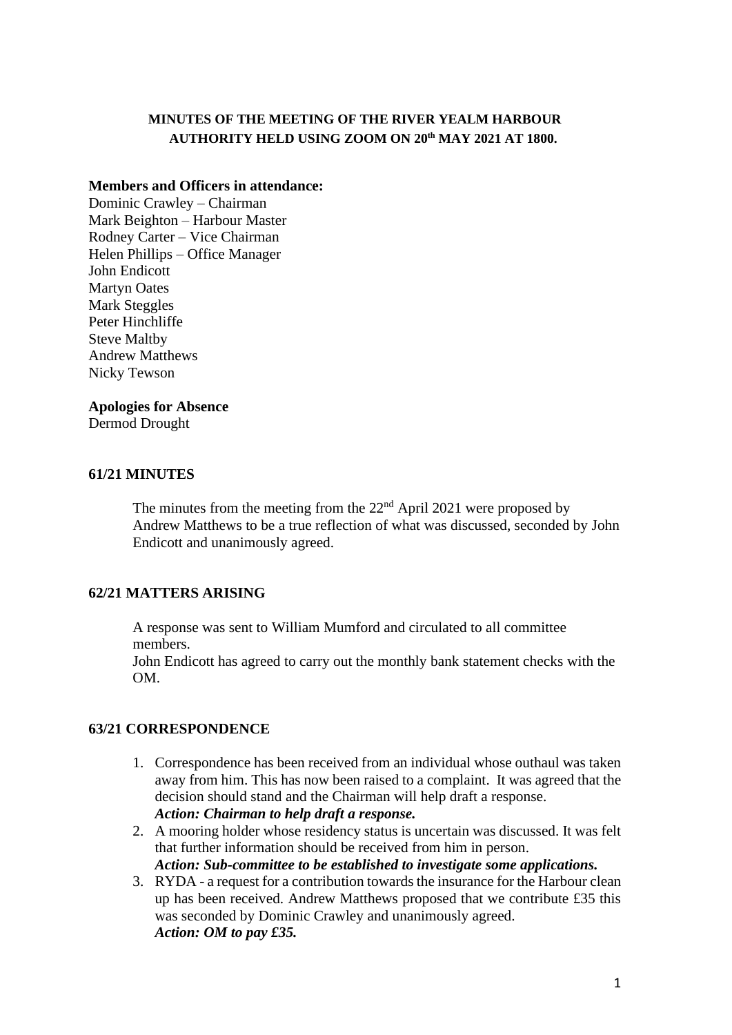# MINUTES OF THE MEETING OF THE RIVER YEALM HARBOUR AUTHORITY HELD USING ZOOM ON 20th MAY 2021 AT 1800.

**Members and Officers in attendance:**
Dominic Crawley – Chairman
Mark Beighton – Harbour Master
Rodney Carter – Vice Chairman
Helen Phillips – Office Manager
John Endicott
Martyn Oates
Mark Steggles
Peter Hinchliffe
Steve Maltby
Andrew Matthews
Nicky Tewson

**Apologies for Absence**
Dermod Drought

## 61/21 MINUTES

The minutes from the meeting from the 22nd April 2021 were proposed by Andrew Matthews to be a true reflection of what was discussed, seconded by John Endicott and unanimously agreed.

## 62/21 MATTERS ARISING

A response was sent to William Mumford and circulated to all committee members.
John Endicott has agreed to carry out the monthly bank statement checks with the OM.

## 63/21 CORRESPONDENCE

1. Correspondence has been received from an individual whose outhaul was taken away from him. This has now been raised to a complaint. It was agreed that the decision should stand and the Chairman will help draft a response.
   ***Action: Chairman to help draft a response.***
2. A mooring holder whose residency status is uncertain was discussed. It was felt that further information should be received from him in person.
   ***Action: Sub-committee to be established to investigate some applications.***
3. RYDA - a request for a contribution towards the insurance for the Harbour clean up has been received. Andrew Matthews proposed that we contribute £35 this was seconded by Dominic Crawley and unanimously agreed.
   ***Action: OM to pay £35.***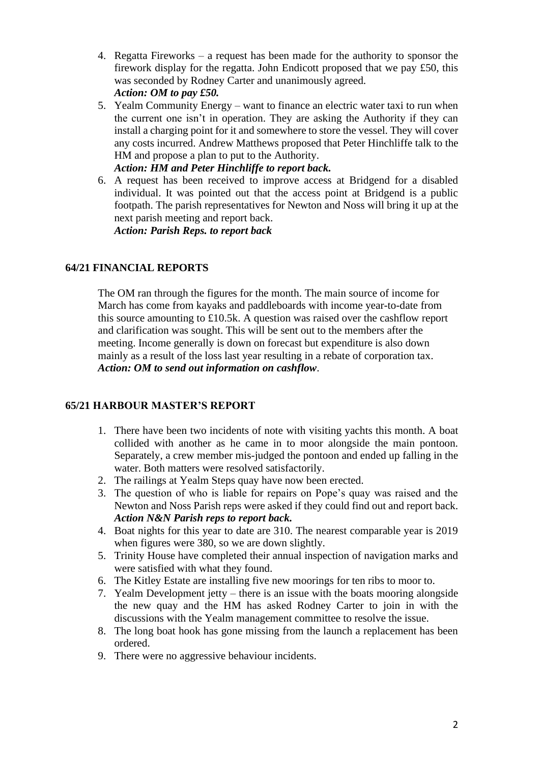4. Regatta Fireworks – a request has been made for the authority to sponsor the firework display for the regatta. John Endicott proposed that we pay £50, this was seconded by Rodney Carter and unanimously agreed.
   ***Action: OM to pay £50.***
5. Yealm Community Energy – want to finance an electric water taxi to run when the current one isn't in operation. They are asking the Authority if they can install a charging point for it and somewhere to store the vessel. They will cover any costs incurred. Andrew Matthews proposed that Peter Hinchliffe talk to the HM and propose a plan to put to the Authority.
   ***Action: HM and Peter Hinchliffe to report back.***
6. A request has been received to improve access at Bridgend for a disabled individual. It was pointed out that the access point at Bridgend is a public footpath. The parish representatives for Newton and Noss will bring it up at the next parish meeting and report back.
   ***Action: Parish Reps. to report back***

## 64/21 FINANCIAL REPORTS

The OM ran through the figures for the month. The main source of income for March has come from kayaks and paddleboards with income year-to-date from this source amounting to £10.5k. A question was raised over the cashflow report and clarification was sought. This will be sent out to the members after the meeting. Income generally is down on forecast but expenditure is also down mainly as a result of the loss last year resulting in a rebate of corporation tax.
***Action: OM to send out information on cashflow*.**

## 65/21 HARBOUR MASTER'S REPORT

1. There have been two incidents of note with visiting yachts this month. A boat collided with another as he came in to moor alongside the main pontoon. Separately, a crew member mis-judged the pontoon and ended up falling in the water. Both matters were resolved satisfactorily.
2. The railings at Yealm Steps quay have now been erected.
3. The question of who is liable for repairs on Pope's quay was raised and the Newton and Noss Parish reps were asked if they could find out and report back.
   ***Action N&N Parish reps to report back.***
4. Boat nights for this year to date are 310. The nearest comparable year is 2019 when figures were 380, so we are down slightly.
5. Trinity House have completed their annual inspection of navigation marks and were satisfied with what they found.
6. The Kitley Estate are installing five new moorings for ten ribs to moor to.
7. Yealm Development jetty – there is an issue with the boats mooring alongside the new quay and the HM has asked Rodney Carter to join in with the discussions with the Yealm management committee to resolve the issue.
8. The long boat hook has gone missing from the launch a replacement has been ordered.
9. There were no aggressive behaviour incidents.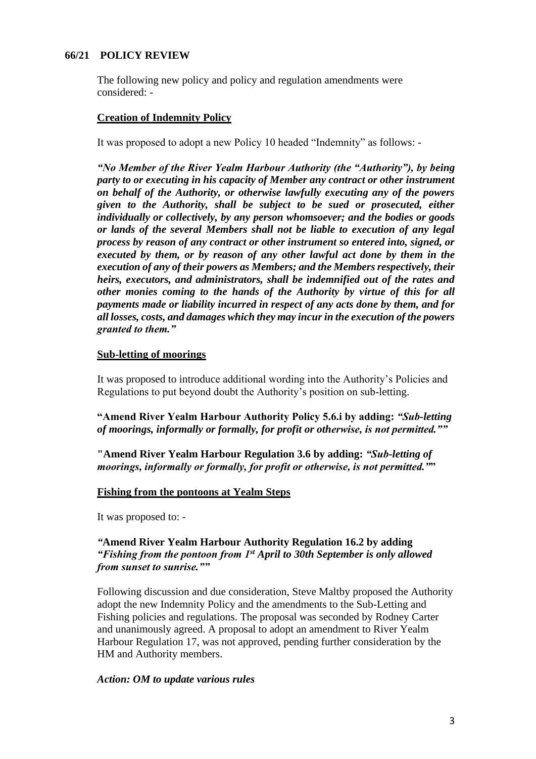## 66/21 POLICY REVIEW

The following new policy and policy and regulation amendments were considered: -

**Creation of Indemnity Policy**

It was proposed to adopt a new Policy 10 headed "Indemnity" as follows: -

***"No Member of the River Yealm Harbour Authority (the "Authority"), by being party to or executing in his capacity of Member any contract or other instrument on behalf of the Authority, or otherwise lawfully executing any of the powers given to the Authority, shall be subject to be sued or prosecuted, either individually or collectively, by any person whomsoever; and the bodies or goods or lands of the several Members shall not be liable to execution of any legal process by reason of any contract or other instrument so entered into, signed, or executed by them, or by reason of any other lawful act done by them in the execution of any of their powers as Members; and the Members respectively, their heirs, executors, and administrators, shall be indemnified out of the rates and other monies coming to the hands of the Authority by virtue of this for all payments made or liability incurred in respect of any acts done by them, and for all losses, costs, and damages which they may incur in the execution of the powers granted to them."***

**Sub-letting of moorings**

It was proposed to introduce additional wording into the Authority's Policies and Regulations to put beyond doubt the Authority's position on sub-letting.

**"Amend River Yealm Harbour Authority Policy 5.6.i by adding:** ***"Sub-letting of moorings, informally or formally, for profit or otherwise, is not permitted.""***

**"Amend River Yealm Harbour Regulation 3.6 by adding:** ***"Sub-letting of moorings, informally or formally, for profit or otherwise, is not permitted.""***

**Fishing from the pontoons at Yealm Steps**

It was proposed to: -

***"*Amend River Yealm Harbour Authority Regulation 16.2 by adding** ***"Fishing from the pontoon from 1st April to 30th September is only allowed from sunset to sunrise.""***

Following discussion and due consideration, Steve Maltby proposed the Authority adopt the new Indemnity Policy and the amendments to the Sub-Letting and Fishing policies and regulations. The proposal was seconded by Rodney Carter and unanimously agreed. A proposal to adopt an amendment to River Yealm Harbour Regulation 17, was not approved, pending further consideration by the HM and Authority members.

***Action: OM to update various rules***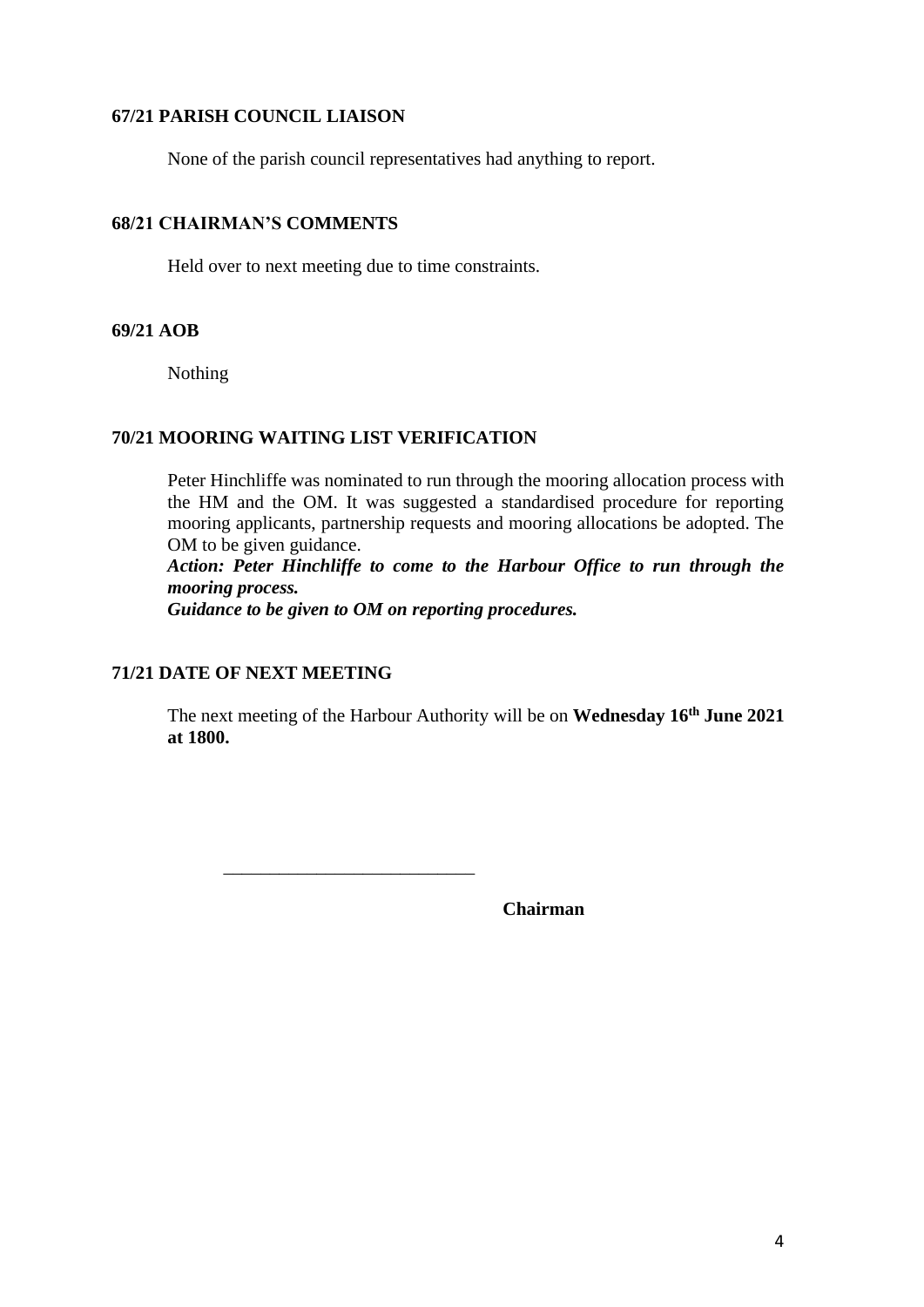**67/21 PARISH COUNCIL LIAISON**

None of the parish council representatives had anything to report.

**68/21 CHAIRMAN'S COMMENTS**

Held over to next meeting due to time constraints.

**69/21 AOB**

Nothing

**70/21 MOORING WAITING LIST VERIFICATION**

Peter Hinchliffe was nominated to run through the mooring allocation process with the HM and the OM. It was suggested a standardised procedure for reporting mooring applicants, partnership requests and mooring allocations be adopted. The OM to be given guidance.

***Action: Peter Hinchliffe to come to the Harbour Office to run through the mooring process.***

***Guidance to be given to OM on reporting procedures.***

**71/21 DATE OF NEXT MEETING**

The next meeting of the Harbour Authority will be on **Wednesday 16th June 2021 at 1800.**

___________________________

**Chairman**